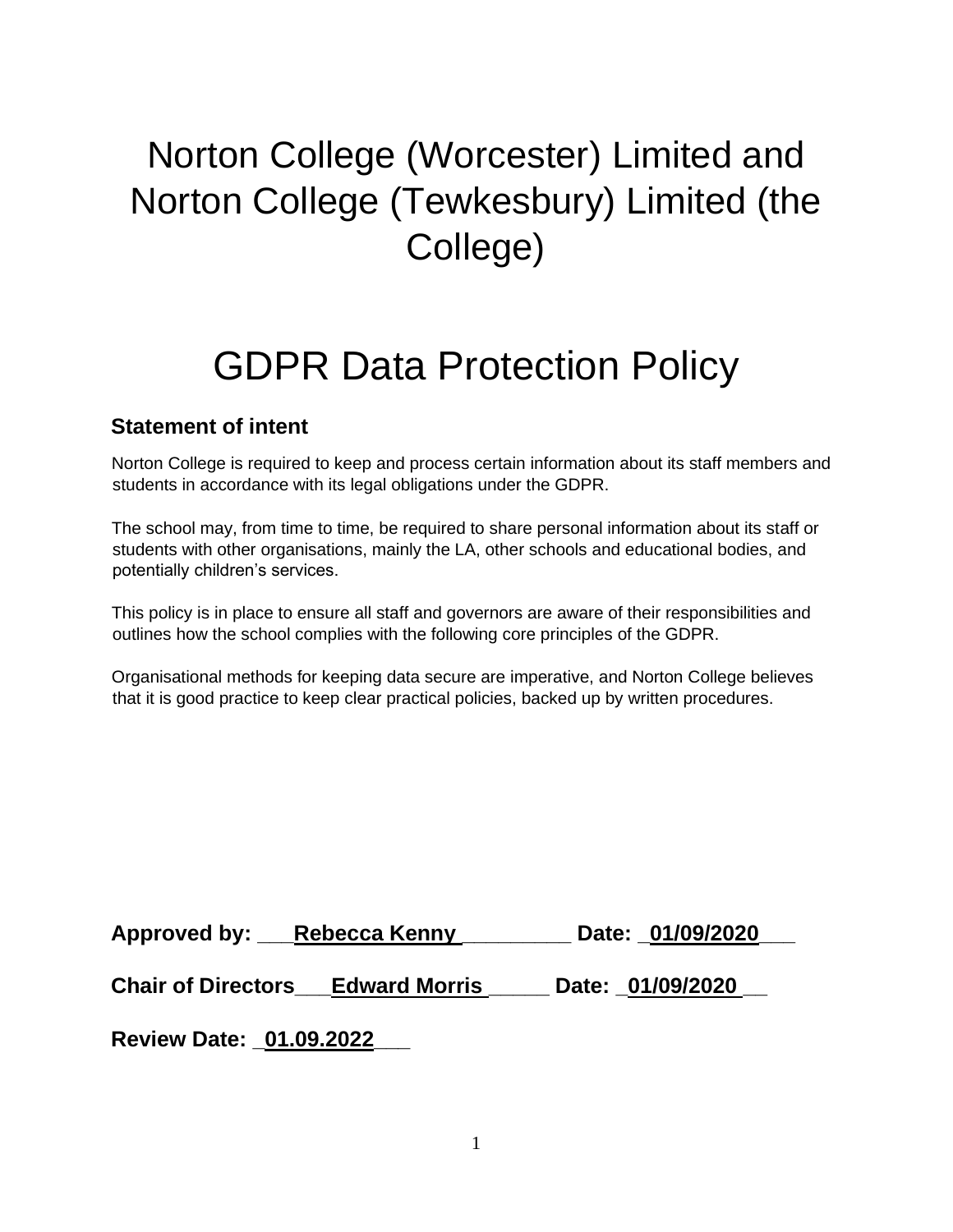# Norton College (Worcester) Limited and Norton College (Tewkesbury) Limited (the College)

# GDPR Data Protection Policy

## Statement of intent

Norton College is required to keep and process certain information about its staff members and students in accordance with its legal obligations under the GDPR.

The school may, from time to time, be required to share personal information about its staff or students with other organisations, mainly the LA, other schools and educational bodies, and potentially children's services.

This policy is in place to ensure all staff and governors are aware of their responsibilities and outlines how the school complies with the following core principles of the GDPR.

Organisational methods for keeping data secure are imperative, and Norton College believes that it is good practice to keep clear practical policies, backed up by written procedures.

**Approved by: ___Rebecca Kenny__________ Date: _01/09/2020___**

**Chair of Directors___Edward Morris______ Date: _01/09/2020__**

**Review Date: _01.09.2022___**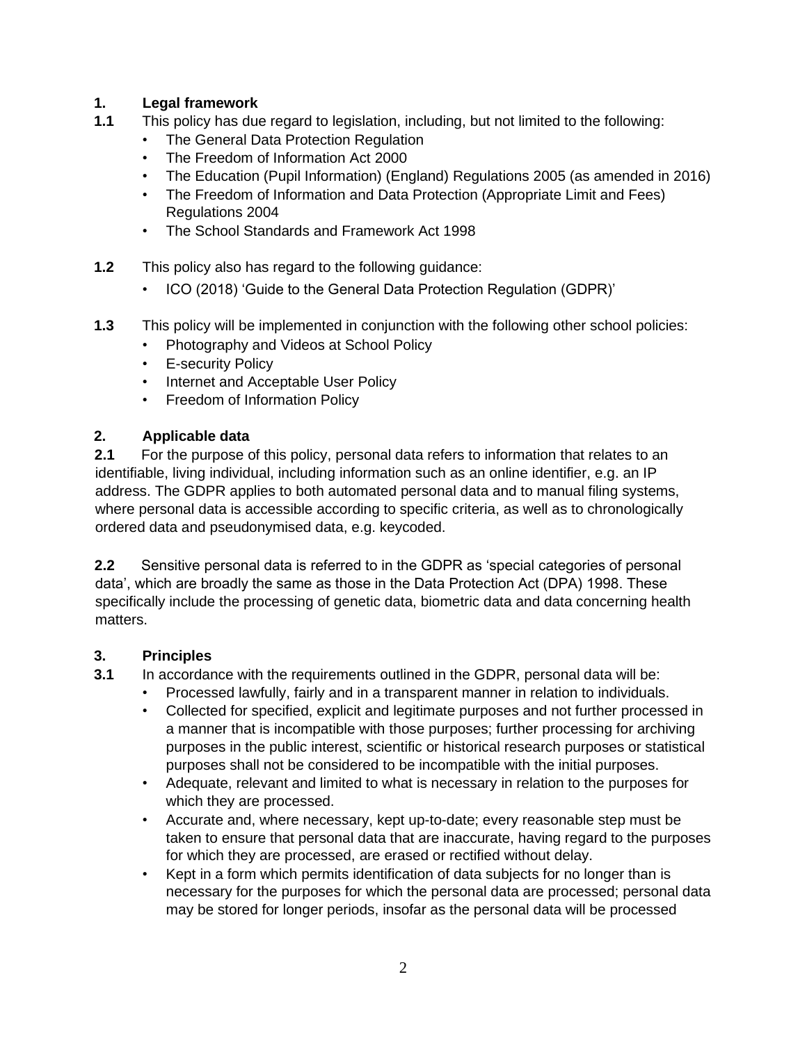## 1. Legal framework

**1.1** This policy has due regard to legislation, including, but not limited to the following:

- The General Data Protection Regulation
- The Freedom of Information Act 2000
- The Education (Pupil Information) (England) Regulations 2005 (as amended in 2016)
- The Freedom of Information and Data Protection (Appropriate Limit and Fees) Regulations 2004
- The School Standards and Framework Act 1998

**1.2** This policy also has regard to the following guidance:

- ICO (2018) 'Guide to the General Data Protection Regulation (GDPR)'

**1.3** This policy will be implemented in conjunction with the following other school policies:

- Photography and Videos at School Policy
- E-security Policy
- Internet and Acceptable User Policy
- Freedom of Information Policy

## 2. Applicable data

**2.1** For the purpose of this policy, personal data refers to information that relates to an identifiable, living individual, including information such as an online identifier, e.g. an IP address. The GDPR applies to both automated personal data and to manual filing systems, where personal data is accessible according to specific criteria, as well as to chronologically ordered data and pseudonymised data, e.g. keycoded.

**2.2** Sensitive personal data is referred to in the GDPR as 'special categories of personal data', which are broadly the same as those in the Data Protection Act (DPA) 1998. These specifically include the processing of genetic data, biometric data and data concerning health matters.

## 3. Principles

**3.1** In accordance with the requirements outlined in the GDPR, personal data will be:

- Processed lawfully, fairly and in a transparent manner in relation to individuals.
- Collected for specified, explicit and legitimate purposes and not further processed in a manner that is incompatible with those purposes; further processing for archiving purposes in the public interest, scientific or historical research purposes or statistical purposes shall not be considered to be incompatible with the initial purposes.
- Adequate, relevant and limited to what is necessary in relation to the purposes for which they are processed.
- Accurate and, where necessary, kept up-to-date; every reasonable step must be taken to ensure that personal data that are inaccurate, having regard to the purposes for which they are processed, are erased or rectified without delay.
- Kept in a form which permits identification of data subjects for no longer than is necessary for the purposes for which the personal data are processed; personal data may be stored for longer periods, insofar as the personal data will be processed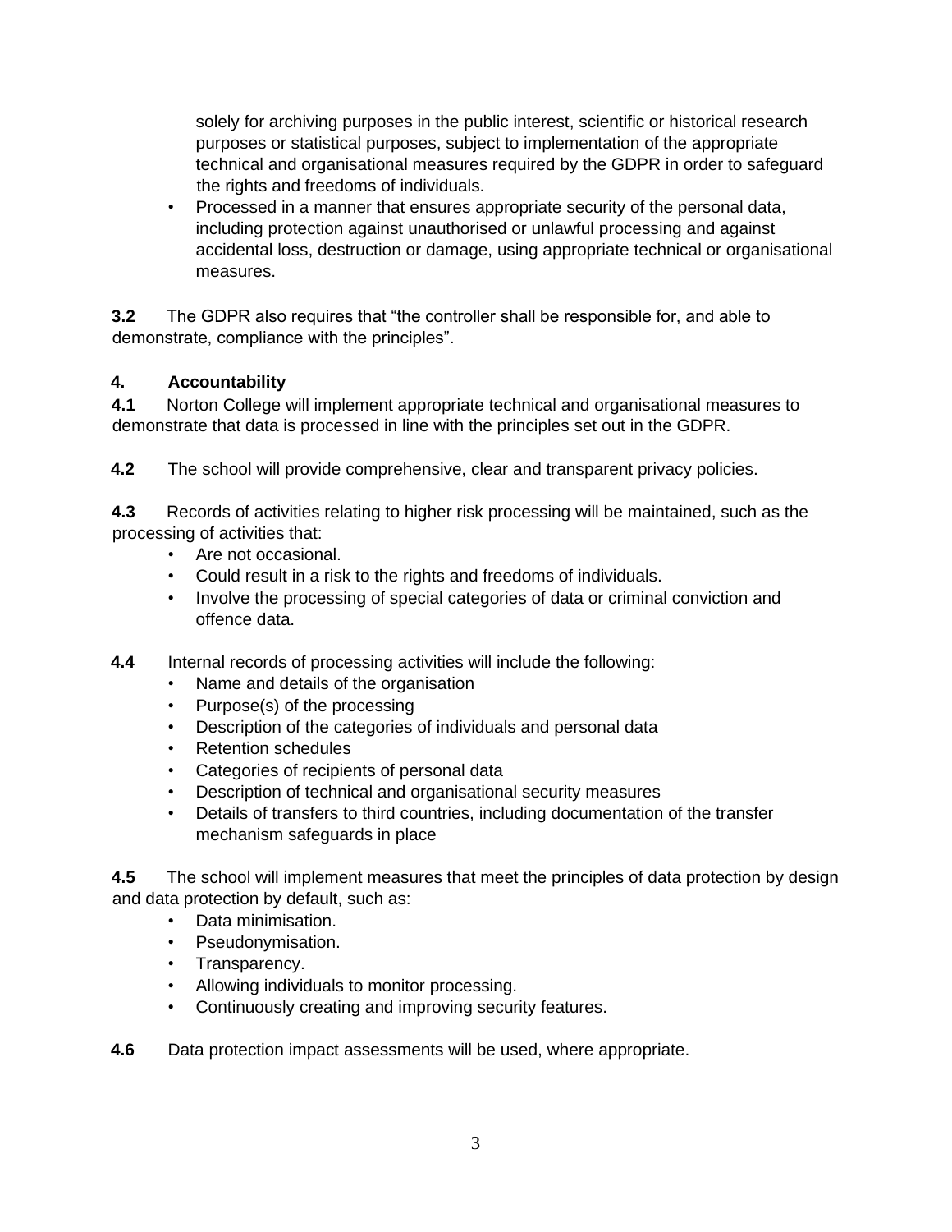solely for archiving purposes in the public interest, scientific or historical research purposes or statistical purposes, subject to implementation of the appropriate technical and organisational measures required by the GDPR in order to safeguard the rights and freedoms of individuals.

- Processed in a manner that ensures appropriate security of the personal data, including protection against unauthorised or unlawful processing and against accidental loss, destruction or damage, using appropriate technical or organisational measures.

**3.2** The GDPR also requires that "the controller shall be responsible for, and able to demonstrate, compliance with the principles".

## 4. Accountability

**4.1** Norton College will implement appropriate technical and organisational measures to demonstrate that data is processed in line with the principles set out in the GDPR.

**4.2** The school will provide comprehensive, clear and transparent privacy policies.

**4.3** Records of activities relating to higher risk processing will be maintained, such as the processing of activities that:

- Are not occasional.
- Could result in a risk to the rights and freedoms of individuals.
- Involve the processing of special categories of data or criminal conviction and offence data.

**4.4** Internal records of processing activities will include the following:

- Name and details of the organisation
- Purpose(s) of the processing
- Description of the categories of individuals and personal data
- Retention schedules
- Categories of recipients of personal data
- Description of technical and organisational security measures
- Details of transfers to third countries, including documentation of the transfer mechanism safeguards in place

**4.5** The school will implement measures that meet the principles of data protection by design and data protection by default, such as:

- Data minimisation.
- Pseudonymisation.
- Transparency.
- Allowing individuals to monitor processing.
- Continuously creating and improving security features.

**4.6** Data protection impact assessments will be used, where appropriate.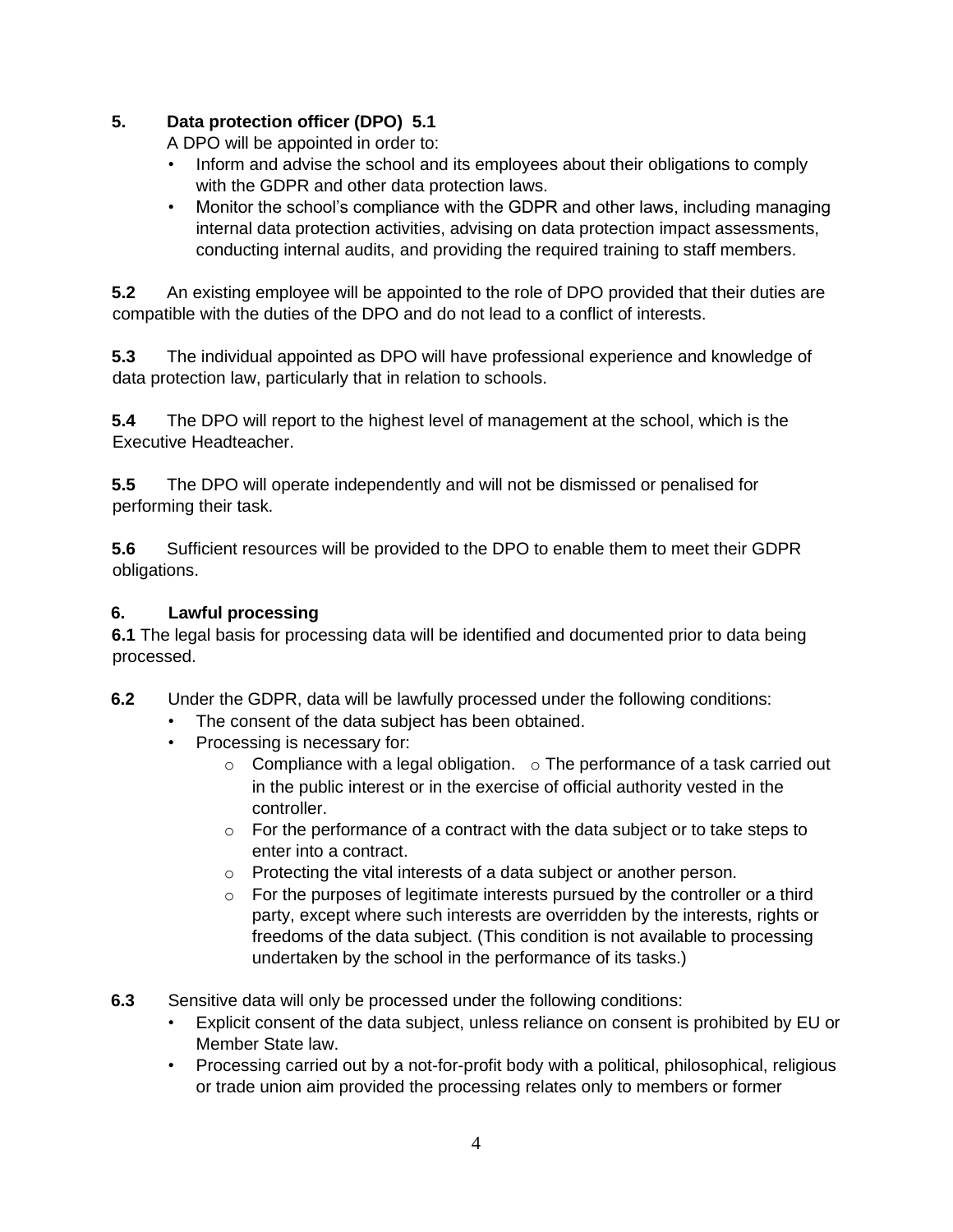## 5. Data protection officer (DPO) 5.1

A DPO will be appointed in order to:

- Inform and advise the school and its employees about their obligations to comply with the GDPR and other data protection laws.
- Monitor the school's compliance with the GDPR and other laws, including managing internal data protection activities, advising on data protection impact assessments, conducting internal audits, and providing the required training to staff members.

**5.2** An existing employee will be appointed to the role of DPO provided that their duties are compatible with the duties of the DPO and do not lead to a conflict of interests.

**5.3** The individual appointed as DPO will have professional experience and knowledge of data protection law, particularly that in relation to schools.

**5.4** The DPO will report to the highest level of management at the school, which is the Executive Headteacher.

**5.5** The DPO will operate independently and will not be dismissed or penalised for performing their task.

**5.6** Sufficient resources will be provided to the DPO to enable them to meet their GDPR obligations.

## 6. Lawful processing

**6.1** The legal basis for processing data will be identified and documented prior to data being processed.

**6.2** Under the GDPR, data will be lawfully processed under the following conditions:

- The consent of the data subject has been obtained.
- Processing is necessary for:
  - Compliance with a legal obligation.
  - The performance of a task carried out in the public interest or in the exercise of official authority vested in the controller.
  - For the performance of a contract with the data subject or to take steps to enter into a contract.
  - Protecting the vital interests of a data subject or another person.
  - For the purposes of legitimate interests pursued by the controller or a third party, except where such interests are overridden by the interests, rights or freedoms of the data subject. (This condition is not available to processing undertaken by the school in the performance of its tasks.)

**6.3** Sensitive data will only be processed under the following conditions:

- Explicit consent of the data subject, unless reliance on consent is prohibited by EU or Member State law.
- Processing carried out by a not-for-profit body with a political, philosophical, religious or trade union aim provided the processing relates only to members or former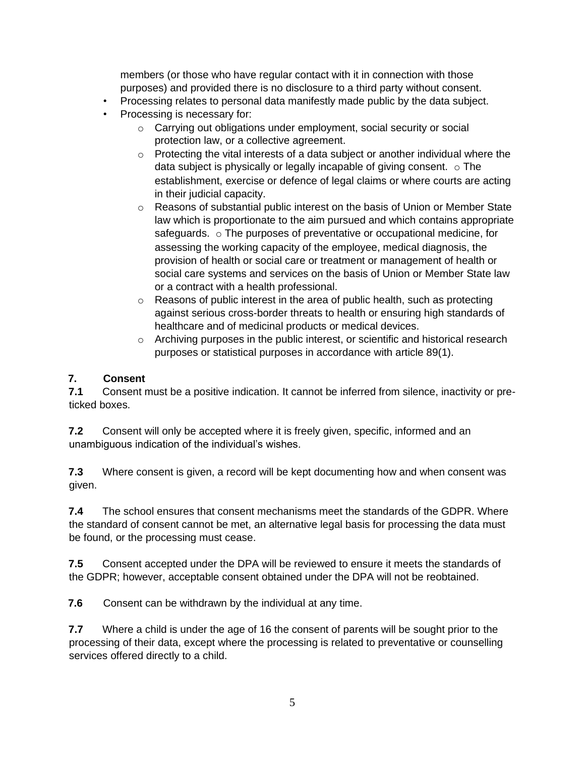members (or those who have regular contact with it in connection with those purposes) and provided there is no disclosure to a third party without consent.

- Processing relates to personal data manifestly made public by the data subject.
- Processing is necessary for:
  - Carrying out obligations under employment, social security or social protection law, or a collective agreement.
  - Protecting the vital interests of a data subject or another individual where the data subject is physically or legally incapable of giving consent.
  - The establishment, exercise or defence of legal claims or where courts are acting in their judicial capacity.
  - Reasons of substantial public interest on the basis of Union or Member State law which is proportionate to the aim pursued and which contains appropriate safeguards.
  - The purposes of preventative or occupational medicine, for assessing the working capacity of the employee, medical diagnosis, the provision of health or social care or treatment or management of health or social care systems and services on the basis of Union or Member State law or a contract with a health professional.
  - Reasons of public interest in the area of public health, such as protecting against serious cross-border threats to health or ensuring high standards of healthcare and of medicinal products or medical devices.
  - Archiving purposes in the public interest, or scientific and historical research purposes or statistical purposes in accordance with article 89(1).

## 7. Consent

**7.1** Consent must be a positive indication. It cannot be inferred from silence, inactivity or pre-ticked boxes.

**7.2** Consent will only be accepted where it is freely given, specific, informed and an unambiguous indication of the individual's wishes.

**7.3** Where consent is given, a record will be kept documenting how and when consent was given.

**7.4** The school ensures that consent mechanisms meet the standards of the GDPR. Where the standard of consent cannot be met, an alternative legal basis for processing the data must be found, or the processing must cease.

**7.5** Consent accepted under the DPA will be reviewed to ensure it meets the standards of the GDPR; however, acceptable consent obtained under the DPA will not be reobtained.

**7.6** Consent can be withdrawn by the individual at any time.

**7.7** Where a child is under the age of 16 the consent of parents will be sought prior to the processing of their data, except where the processing is related to preventative or counselling services offered directly to a child.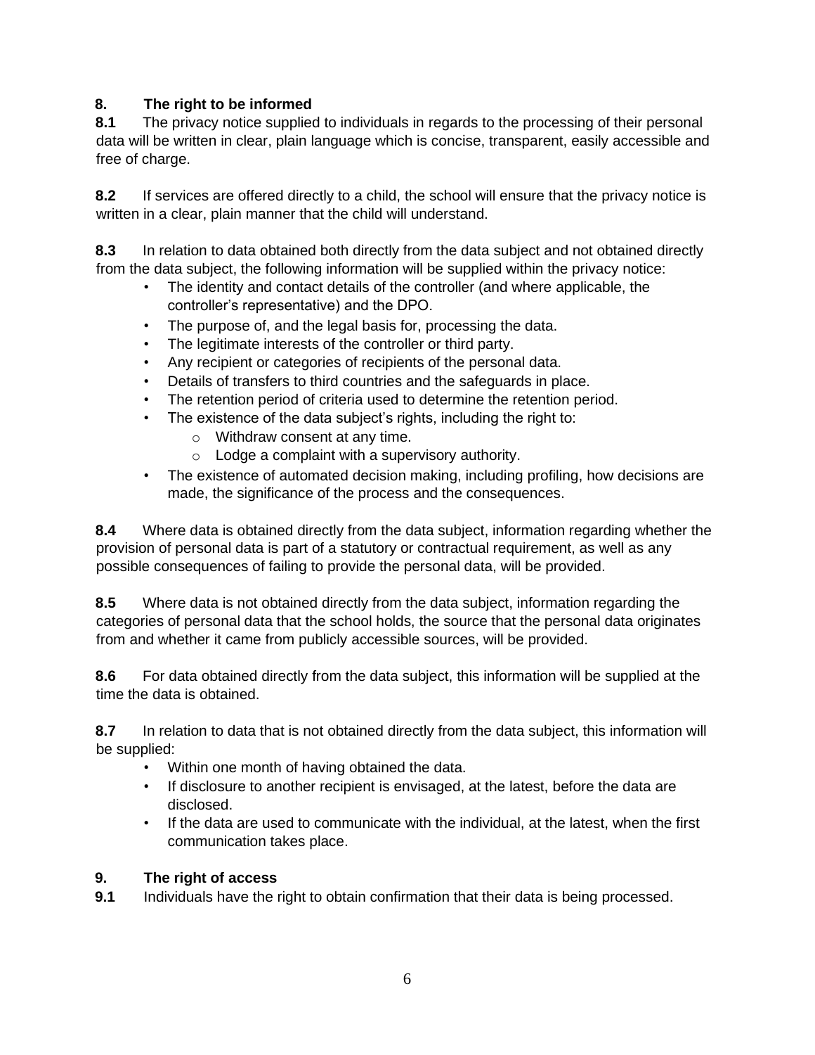## 8. The right to be informed

**8.1** The privacy notice supplied to individuals in regards to the processing of their personal data will be written in clear, plain language which is concise, transparent, easily accessible and free of charge.

**8.2** If services are offered directly to a child, the school will ensure that the privacy notice is written in a clear, plain manner that the child will understand.

**8.3** In relation to data obtained both directly from the data subject and not obtained directly from the data subject, the following information will be supplied within the privacy notice:

- The identity and contact details of the controller (and where applicable, the controller's representative) and the DPO.
- The purpose of, and the legal basis for, processing the data.
- The legitimate interests of the controller or third party.
- Any recipient or categories of recipients of the personal data.
- Details of transfers to third countries and the safeguards in place.
- The retention period of criteria used to determine the retention period.
- The existence of the data subject's rights, including the right to:
  - Withdraw consent at any time.
  - Lodge a complaint with a supervisory authority.
- The existence of automated decision making, including profiling, how decisions are made, the significance of the process and the consequences.

**8.4** Where data is obtained directly from the data subject, information regarding whether the provision of personal data is part of a statutory or contractual requirement, as well as any possible consequences of failing to provide the personal data, will be provided.

**8.5** Where data is not obtained directly from the data subject, information regarding the categories of personal data that the school holds, the source that the personal data originates from and whether it came from publicly accessible sources, will be provided.

**8.6** For data obtained directly from the data subject, this information will be supplied at the time the data is obtained.

**8.7** In relation to data that is not obtained directly from the data subject, this information will be supplied:

- Within one month of having obtained the data.
- If disclosure to another recipient is envisaged, at the latest, before the data are disclosed.
- If the data are used to communicate with the individual, at the latest, when the first communication takes place.

## 9. The right of access

**9.1** Individuals have the right to obtain confirmation that their data is being processed.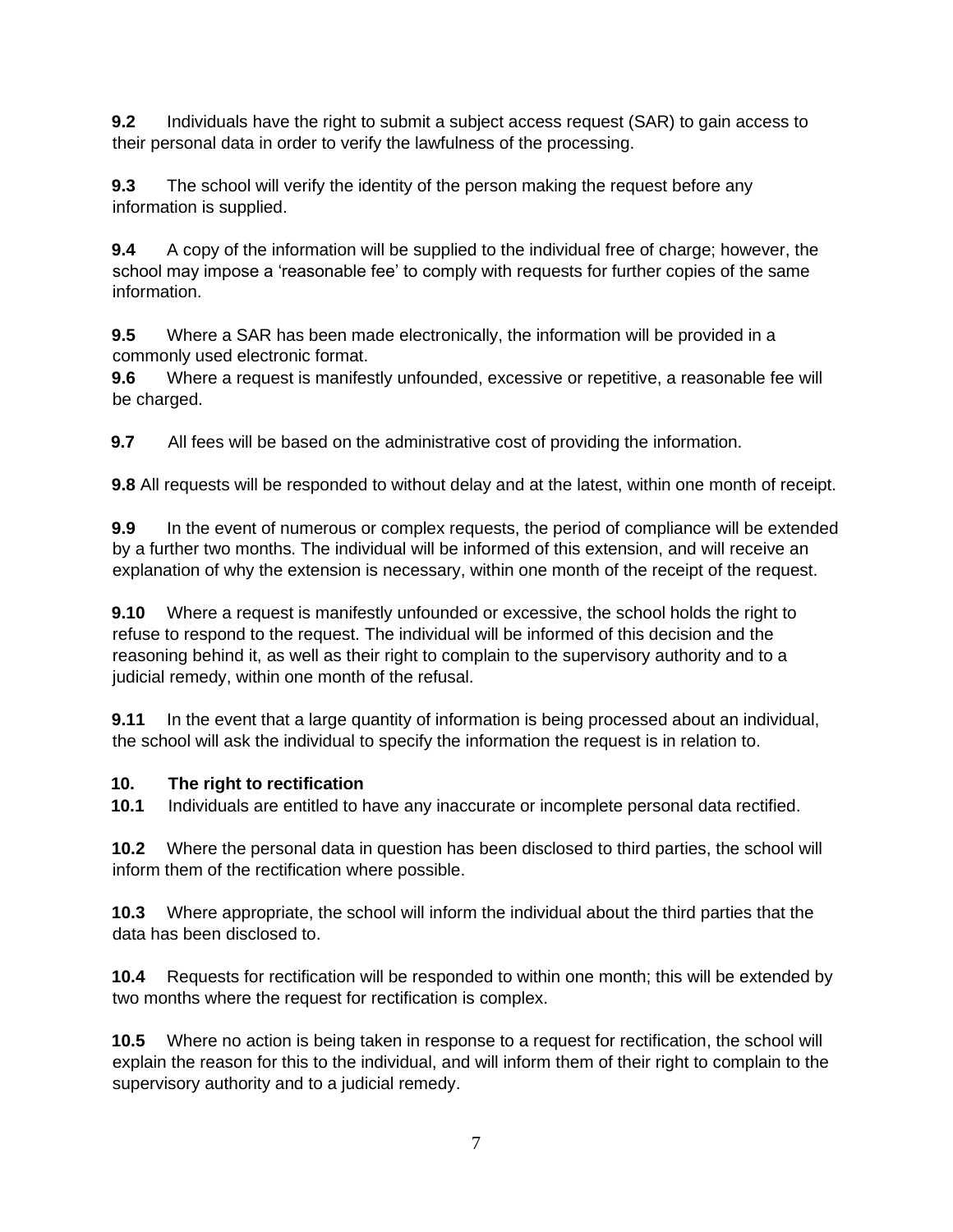**9.2** Individuals have the right to submit a subject access request (SAR) to gain access to their personal data in order to verify the lawfulness of the processing.

**9.3** The school will verify the identity of the person making the request before any information is supplied.

**9.4** A copy of the information will be supplied to the individual free of charge; however, the school may impose a 'reasonable fee' to comply with requests for further copies of the same information.

**9.5** Where a SAR has been made electronically, the information will be provided in a commonly used electronic format.

**9.6** Where a request is manifestly unfounded, excessive or repetitive, a reasonable fee will be charged.

**9.7** All fees will be based on the administrative cost of providing the information.

**9.8** All requests will be responded to without delay and at the latest, within one month of receipt.

**9.9** In the event of numerous or complex requests, the period of compliance will be extended by a further two months. The individual will be informed of this extension, and will receive an explanation of why the extension is necessary, within one month of the receipt of the request.

**9.10** Where a request is manifestly unfounded or excessive, the school holds the right to refuse to respond to the request. The individual will be informed of this decision and the reasoning behind it, as well as their right to complain to the supervisory authority and to a judicial remedy, within one month of the refusal.

**9.11** In the event that a large quantity of information is being processed about an individual, the school will ask the individual to specify the information the request is in relation to.

## 10. The right to rectification

**10.1** Individuals are entitled to have any inaccurate or incomplete personal data rectified.

**10.2** Where the personal data in question has been disclosed to third parties, the school will inform them of the rectification where possible.

**10.3** Where appropriate, the school will inform the individual about the third parties that the data has been disclosed to.

**10.4** Requests for rectification will be responded to within one month; this will be extended by two months where the request for rectification is complex.

**10.5** Where no action is being taken in response to a request for rectification, the school will explain the reason for this to the individual, and will inform them of their right to complain to the supervisory authority and to a judicial remedy.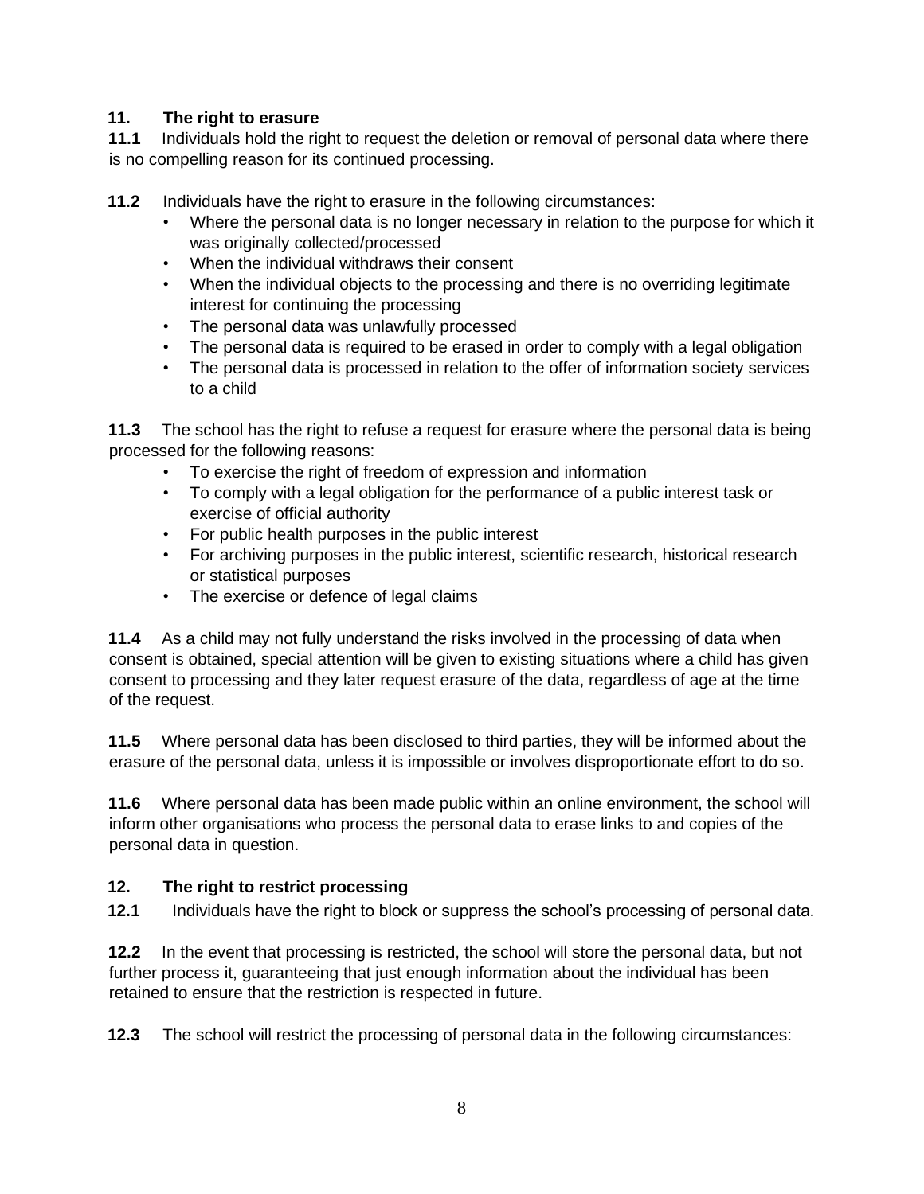## 11. The right to erasure

**11.1** Individuals hold the right to request the deletion or removal of personal data where there is no compelling reason for its continued processing.

**11.2** Individuals have the right to erasure in the following circumstances:

- Where the personal data is no longer necessary in relation to the purpose for which it was originally collected/processed
- When the individual withdraws their consent
- When the individual objects to the processing and there is no overriding legitimate interest for continuing the processing
- The personal data was unlawfully processed
- The personal data is required to be erased in order to comply with a legal obligation
- The personal data is processed in relation to the offer of information society services to a child

**11.3** The school has the right to refuse a request for erasure where the personal data is being processed for the following reasons:

- To exercise the right of freedom of expression and information
- To comply with a legal obligation for the performance of a public interest task or exercise of official authority
- For public health purposes in the public interest
- For archiving purposes in the public interest, scientific research, historical research or statistical purposes
- The exercise or defence of legal claims

**11.4** As a child may not fully understand the risks involved in the processing of data when consent is obtained, special attention will be given to existing situations where a child has given consent to processing and they later request erasure of the data, regardless of age at the time of the request.

**11.5** Where personal data has been disclosed to third parties, they will be informed about the erasure of the personal data, unless it is impossible or involves disproportionate effort to do so.

**11.6** Where personal data has been made public within an online environment, the school will inform other organisations who process the personal data to erase links to and copies of the personal data in question.

## 12. The right to restrict processing

**12.1** Individuals have the right to block or suppress the school's processing of personal data.

**12.2** In the event that processing is restricted, the school will store the personal data, but not further process it, guaranteeing that just enough information about the individual has been retained to ensure that the restriction is respected in future.

**12.3** The school will restrict the processing of personal data in the following circumstances: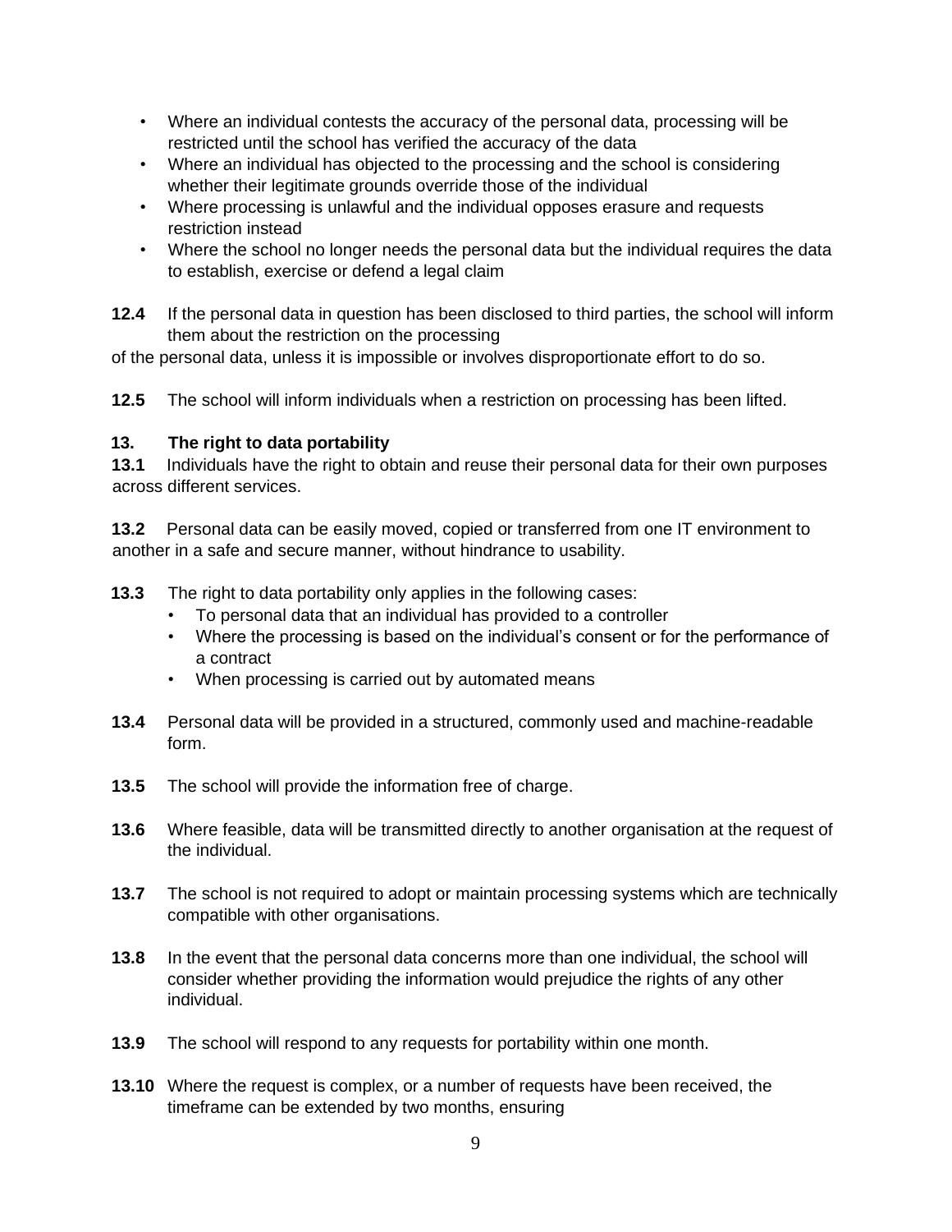- Where an individual contests the accuracy of the personal data, processing will be restricted until the school has verified the accuracy of the data
- Where an individual has objected to the processing and the school is considering whether their legitimate grounds override those of the individual
- Where processing is unlawful and the individual opposes erasure and requests restriction instead
- Where the school no longer needs the personal data but the individual requires the data to establish, exercise or defend a legal claim

**12.4** If the personal data in question has been disclosed to third parties, the school will inform them about the restriction on the processing of the personal data, unless it is impossible or involves disproportionate effort to do so.

**12.5** The school will inform individuals when a restriction on processing has been lifted.

**13. The right to data portability**

**13.1** Individuals have the right to obtain and reuse their personal data for their own purposes across different services.

**13.2** Personal data can be easily moved, copied or transferred from one IT environment to another in a safe and secure manner, without hindrance to usability.

**13.3** The right to data portability only applies in the following cases:

- To personal data that an individual has provided to a controller
- Where the processing is based on the individual's consent or for the performance of a contract
- When processing is carried out by automated means

**13.4** Personal data will be provided in a structured, commonly used and machine-readable form.

**13.5** The school will provide the information free of charge.

**13.6** Where feasible, data will be transmitted directly to another organisation at the request of the individual.

**13.7** The school is not required to adopt or maintain processing systems which are technically compatible with other organisations.

**13.8** In the event that the personal data concerns more than one individual, the school will consider whether providing the information would prejudice the rights of any other individual.

**13.9** The school will respond to any requests for portability within one month.

**13.10** Where the request is complex, or a number of requests have been received, the timeframe can be extended by two months, ensuring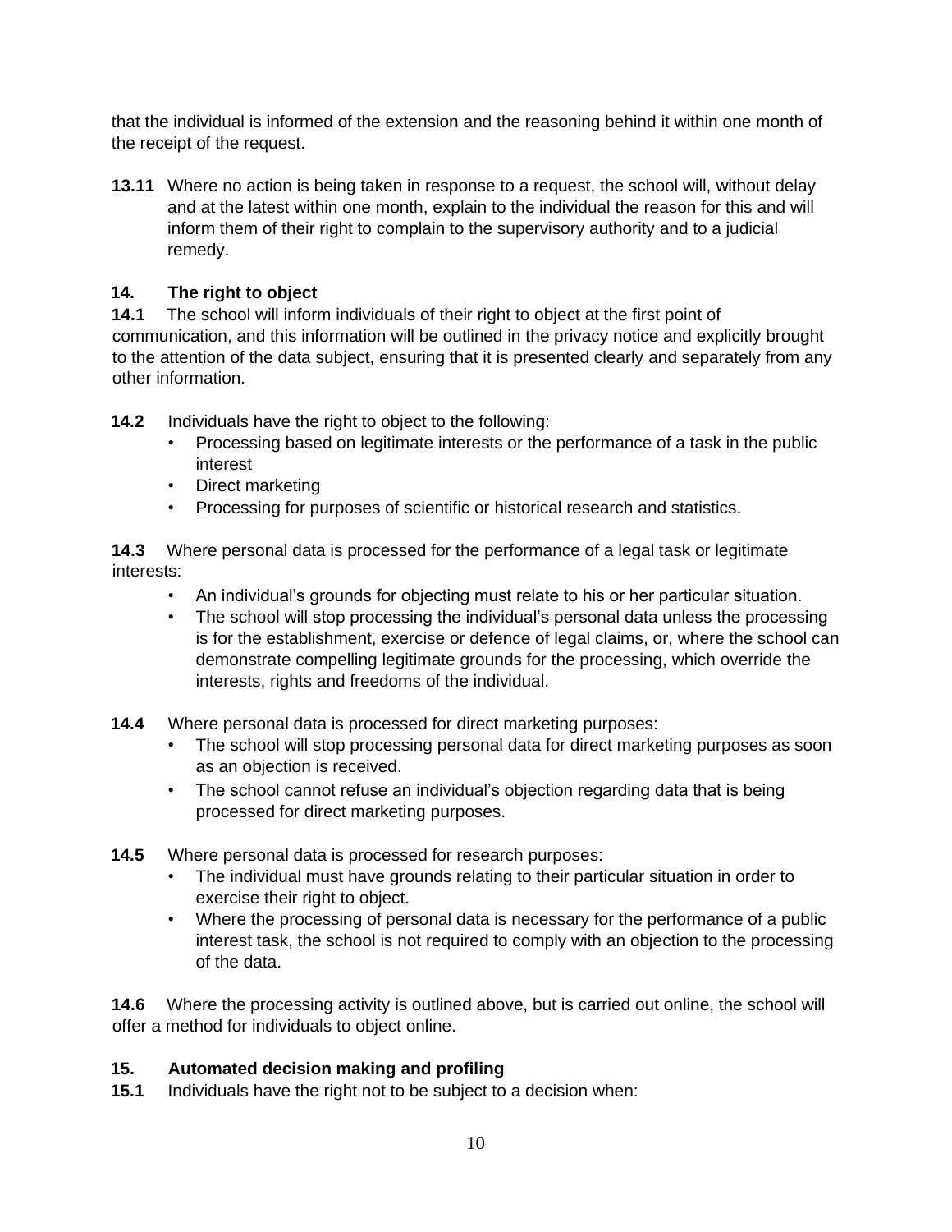that the individual is informed of the extension and the reasoning behind it within one month of the receipt of the request.

**13.11** Where no action is being taken in response to a request, the school will, without delay and at the latest within one month, explain to the individual the reason for this and will inform them of their right to complain to the supervisory authority and to a judicial remedy.

## 14. The right to object

**14.1** The school will inform individuals of their right to object at the first point of communication, and this information will be outlined in the privacy notice and explicitly brought to the attention of the data subject, ensuring that it is presented clearly and separately from any other information.

**14.2** Individuals have the right to object to the following:

- Processing based on legitimate interests or the performance of a task in the public interest
- Direct marketing
- Processing for purposes of scientific or historical research and statistics.

**14.3** Where personal data is processed for the performance of a legal task or legitimate interests:

- An individual's grounds for objecting must relate to his or her particular situation.
- The school will stop processing the individual's personal data unless the processing is for the establishment, exercise or defence of legal claims, or, where the school can demonstrate compelling legitimate grounds for the processing, which override the interests, rights and freedoms of the individual.

**14.4** Where personal data is processed for direct marketing purposes:

- The school will stop processing personal data for direct marketing purposes as soon as an objection is received.
- The school cannot refuse an individual's objection regarding data that is being processed for direct marketing purposes.

**14.5** Where personal data is processed for research purposes:

- The individual must have grounds relating to their particular situation in order to exercise their right to object.
- Where the processing of personal data is necessary for the performance of a public interest task, the school is not required to comply with an objection to the processing of the data.

**14.6** Where the processing activity is outlined above, but is carried out online, the school will offer a method for individuals to object online.

## 15. Automated decision making and profiling

**15.1** Individuals have the right not to be subject to a decision when: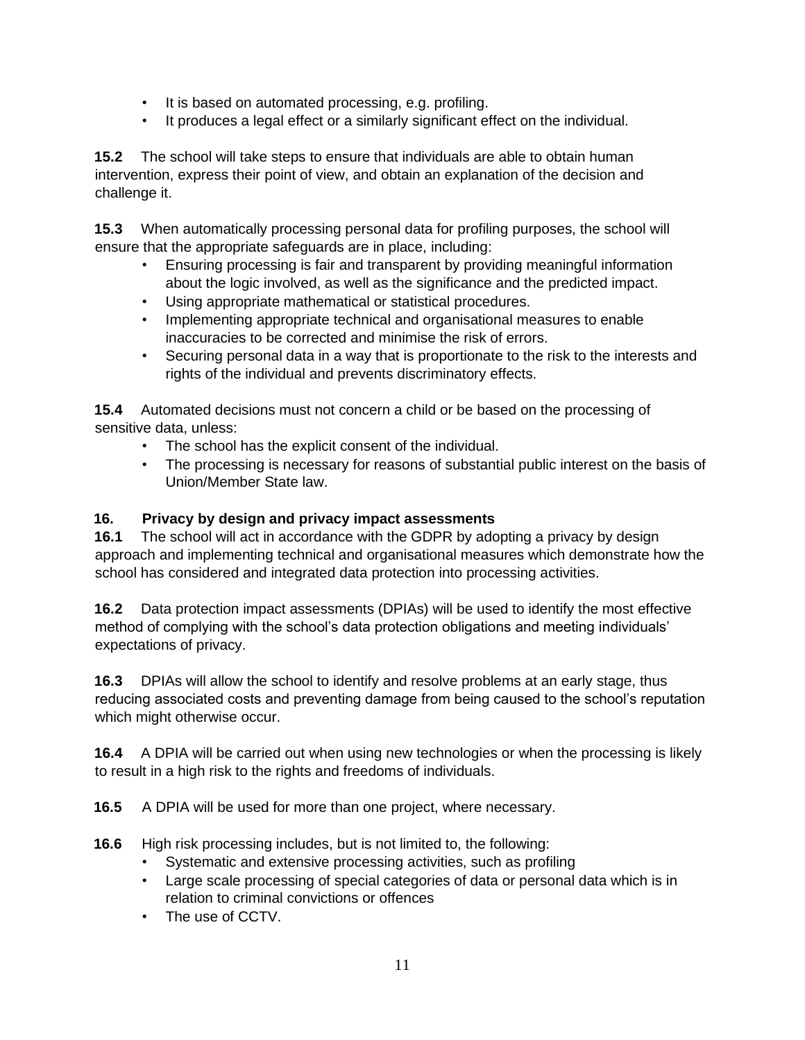- It is based on automated processing, e.g. profiling.
- It produces a legal effect or a similarly significant effect on the individual.

**15.2** The school will take steps to ensure that individuals are able to obtain human intervention, express their point of view, and obtain an explanation of the decision and challenge it.

**15.3** When automatically processing personal data for profiling purposes, the school will ensure that the appropriate safeguards are in place, including:

- Ensuring processing is fair and transparent by providing meaningful information about the logic involved, as well as the significance and the predicted impact.
- Using appropriate mathematical or statistical procedures.
- Implementing appropriate technical and organisational measures to enable inaccuracies to be corrected and minimise the risk of errors.
- Securing personal data in a way that is proportionate to the risk to the interests and rights of the individual and prevents discriminatory effects.

**15.4** Automated decisions must not concern a child or be based on the processing of sensitive data, unless:

- The school has the explicit consent of the individual.
- The processing is necessary for reasons of substantial public interest on the basis of Union/Member State law.

## 16. Privacy by design and privacy impact assessments

**16.1** The school will act in accordance with the GDPR by adopting a privacy by design approach and implementing technical and organisational measures which demonstrate how the school has considered and integrated data protection into processing activities.

**16.2** Data protection impact assessments (DPIAs) will be used to identify the most effective method of complying with the school's data protection obligations and meeting individuals' expectations of privacy.

**16.3** DPIAs will allow the school to identify and resolve problems at an early stage, thus reducing associated costs and preventing damage from being caused to the school's reputation which might otherwise occur.

**16.4** A DPIA will be carried out when using new technologies or when the processing is likely to result in a high risk to the rights and freedoms of individuals.

**16.5** A DPIA will be used for more than one project, where necessary.

**16.6** High risk processing includes, but is not limited to, the following:

- Systematic and extensive processing activities, such as profiling
- Large scale processing of special categories of data or personal data which is in relation to criminal convictions or offences
- The use of CCTV.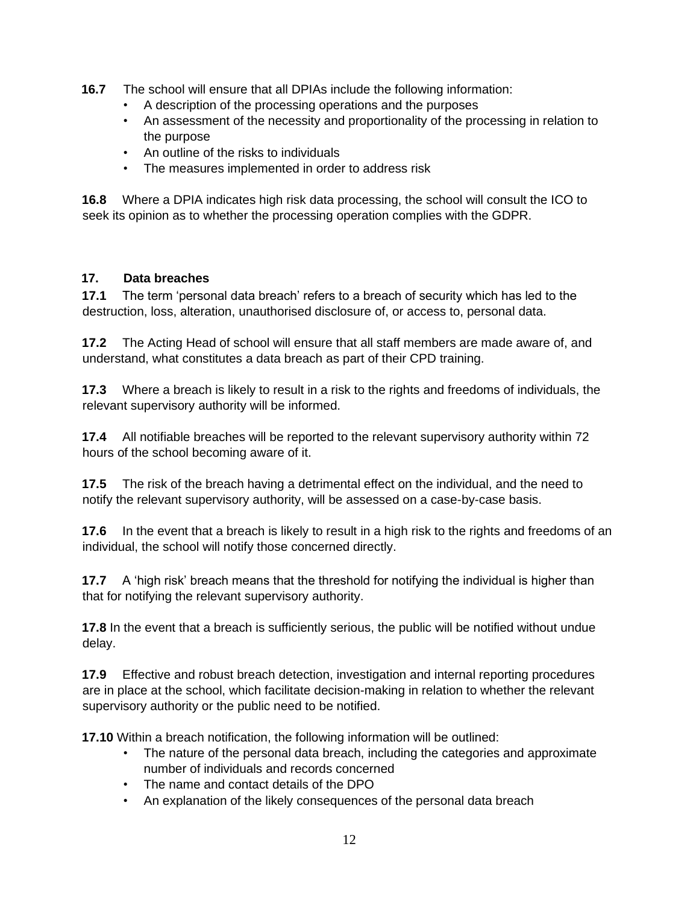**16.7** The school will ensure that all DPIAs include the following information:

- A description of the processing operations and the purposes
- An assessment of the necessity and proportionality of the processing in relation to the purpose
- An outline of the risks to individuals
- The measures implemented in order to address risk

**16.8** Where a DPIA indicates high risk data processing, the school will consult the ICO to seek its opinion as to whether the processing operation complies with the GDPR.

## 17. Data breaches

**17.1** The term 'personal data breach' refers to a breach of security which has led to the destruction, loss, alteration, unauthorised disclosure of, or access to, personal data.

**17.2** The Acting Head of school will ensure that all staff members are made aware of, and understand, what constitutes a data breach as part of their CPD training.

**17.3** Where a breach is likely to result in a risk to the rights and freedoms of individuals, the relevant supervisory authority will be informed.

**17.4** All notifiable breaches will be reported to the relevant supervisory authority within 72 hours of the school becoming aware of it.

**17.5** The risk of the breach having a detrimental effect on the individual, and the need to notify the relevant supervisory authority, will be assessed on a case-by-case basis.

**17.6** In the event that a breach is likely to result in a high risk to the rights and freedoms of an individual, the school will notify those concerned directly.

**17.7** A 'high risk' breach means that the threshold for notifying the individual is higher than that for notifying the relevant supervisory authority.

**17.8** In the event that a breach is sufficiently serious, the public will be notified without undue delay.

**17.9** Effective and robust breach detection, investigation and internal reporting procedures are in place at the school, which facilitate decision-making in relation to whether the relevant supervisory authority or the public need to be notified.

**17.10** Within a breach notification, the following information will be outlined:

- The nature of the personal data breach, including the categories and approximate number of individuals and records concerned
- The name and contact details of the DPO
- An explanation of the likely consequences of the personal data breach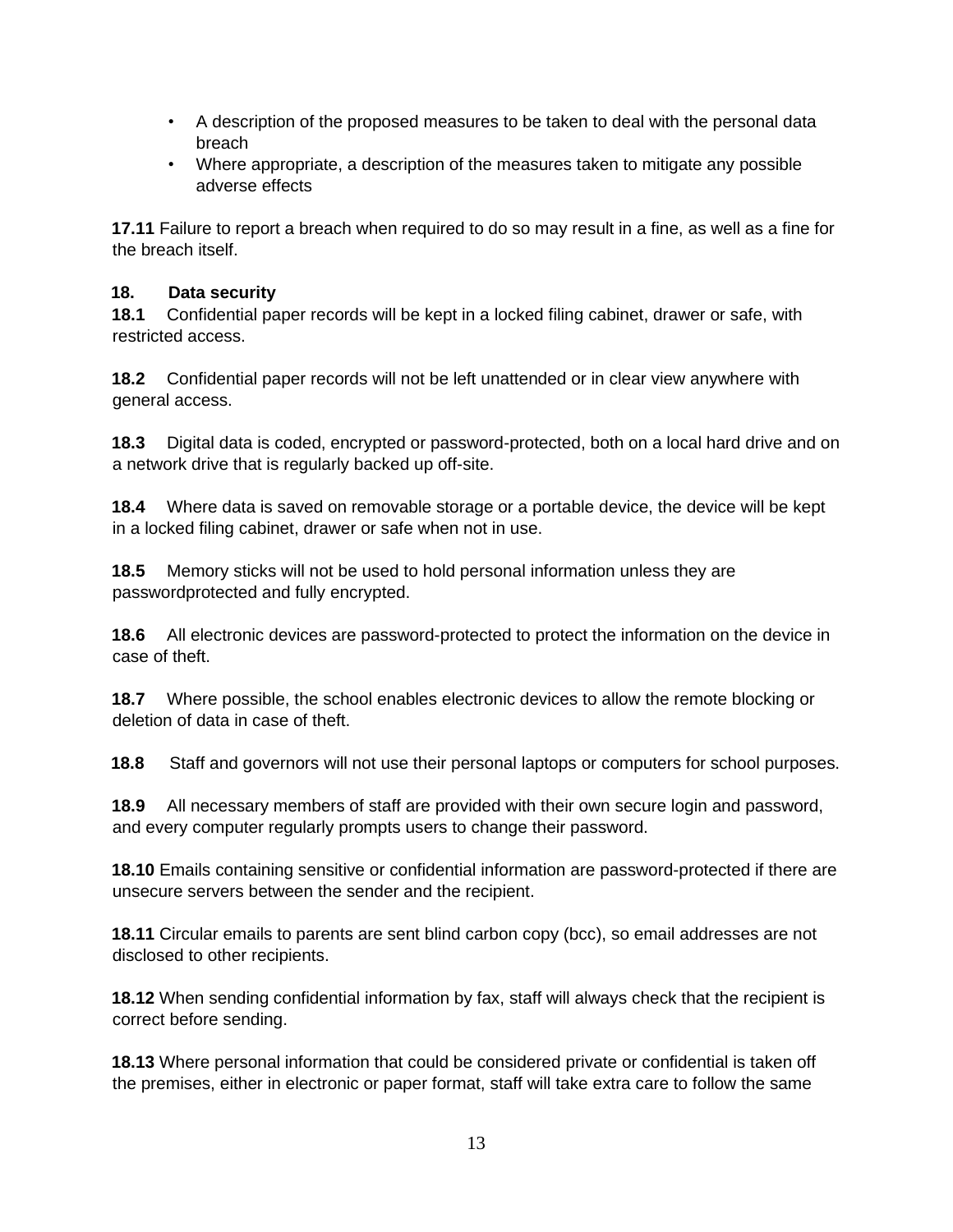- A description of the proposed measures to be taken to deal with the personal data breach
- Where appropriate, a description of the measures taken to mitigate any possible adverse effects

**17.11** Failure to report a breach when required to do so may result in a fine, as well as a fine for the breach itself.

## 18. Data security

**18.1** Confidential paper records will be kept in a locked filing cabinet, drawer or safe, with restricted access.

**18.2** Confidential paper records will not be left unattended or in clear view anywhere with general access.

**18.3** Digital data is coded, encrypted or password-protected, both on a local hard drive and on a network drive that is regularly backed up off-site.

**18.4** Where data is saved on removable storage or a portable device, the device will be kept in a locked filing cabinet, drawer or safe when not in use.

**18.5** Memory sticks will not be used to hold personal information unless they are passwordprotected and fully encrypted.

**18.6** All electronic devices are password-protected to protect the information on the device in case of theft.

**18.7** Where possible, the school enables electronic devices to allow the remote blocking or deletion of data in case of theft.

**18.8** Staff and governors will not use their personal laptops or computers for school purposes.

**18.9** All necessary members of staff are provided with their own secure login and password, and every computer regularly prompts users to change their password.

**18.10** Emails containing sensitive or confidential information are password-protected if there are unsecure servers between the sender and the recipient.

**18.11** Circular emails to parents are sent blind carbon copy (bcc), so email addresses are not disclosed to other recipients.

**18.12** When sending confidential information by fax, staff will always check that the recipient is correct before sending.

**18.13** Where personal information that could be considered private or confidential is taken off the premises, either in electronic or paper format, staff will take extra care to follow the same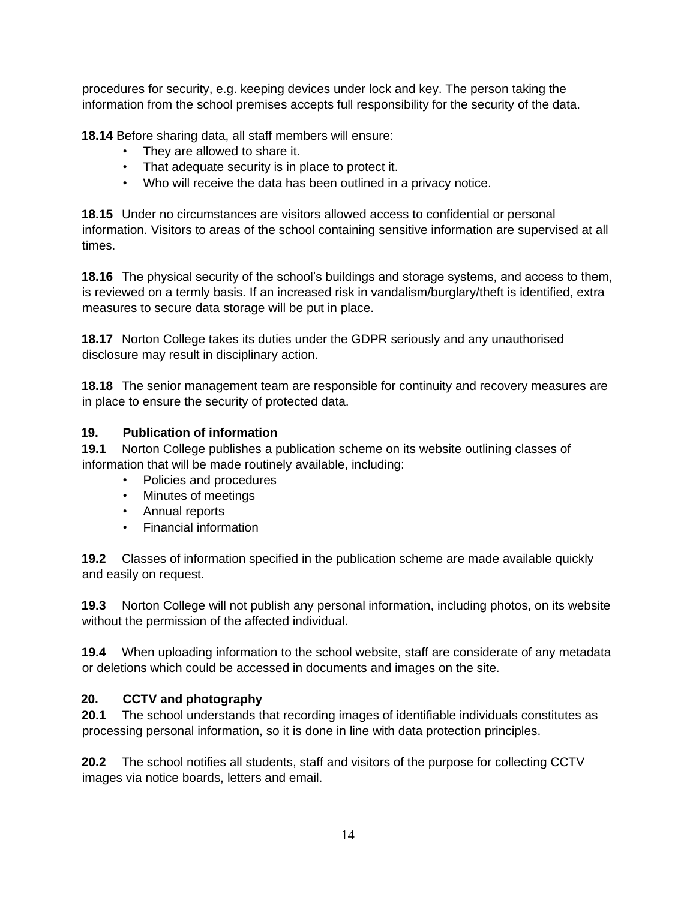procedures for security, e.g. keeping devices under lock and key. The person taking the information from the school premises accepts full responsibility for the security of the data.

**18.14** Before sharing data, all staff members will ensure:

- They are allowed to share it.
- That adequate security is in place to protect it.
- Who will receive the data has been outlined in a privacy notice.

**18.15** Under no circumstances are visitors allowed access to confidential or personal information. Visitors to areas of the school containing sensitive information are supervised at all times.

**18.16** The physical security of the school's buildings and storage systems, and access to them, is reviewed on a termly basis. If an increased risk in vandalism/burglary/theft is identified, extra measures to secure data storage will be put in place.

**18.17** Norton College takes its duties under the GDPR seriously and any unauthorised disclosure may result in disciplinary action.

**18.18** The senior management team are responsible for continuity and recovery measures are in place to ensure the security of protected data.

## 19. Publication of information

**19.1** Norton College publishes a publication scheme on its website outlining classes of information that will be made routinely available, including:

- Policies and procedures
- Minutes of meetings
- Annual reports
- Financial information

**19.2** Classes of information specified in the publication scheme are made available quickly and easily on request.

**19.3** Norton College will not publish any personal information, including photos, on its website without the permission of the affected individual.

**19.4** When uploading information to the school website, staff are considerate of any metadata or deletions which could be accessed in documents and images on the site.

## 20. CCTV and photography

**20.1** The school understands that recording images of identifiable individuals constitutes as processing personal information, so it is done in line with data protection principles.

**20.2** The school notifies all students, staff and visitors of the purpose for collecting CCTV images via notice boards, letters and email.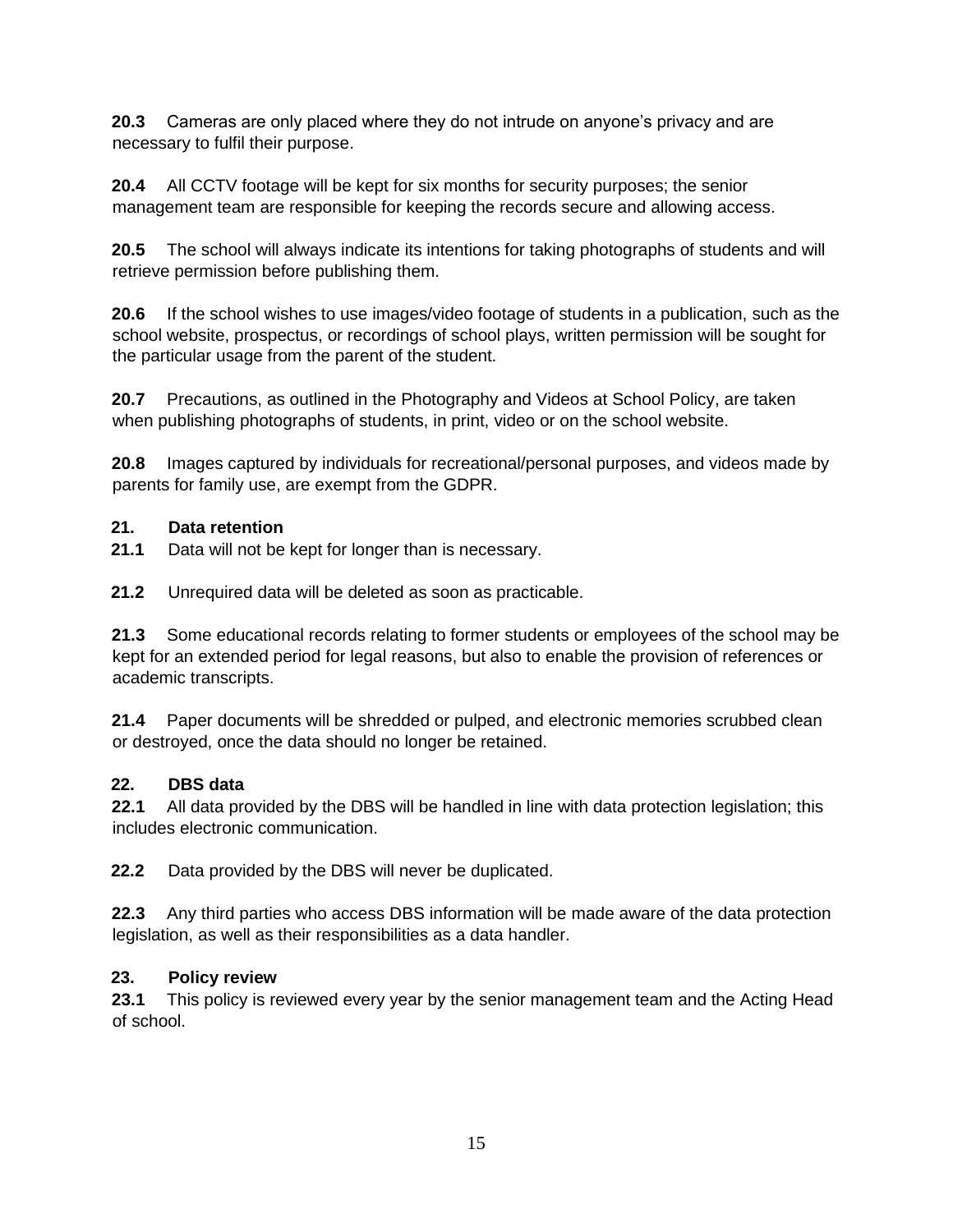**20.3** Cameras are only placed where they do not intrude on anyone's privacy and are necessary to fulfil their purpose.

**20.4** All CCTV footage will be kept for six months for security purposes; the senior management team are responsible for keeping the records secure and allowing access.

**20.5** The school will always indicate its intentions for taking photographs of students and will retrieve permission before publishing them.

**20.6** If the school wishes to use images/video footage of students in a publication, such as the school website, prospectus, or recordings of school plays, written permission will be sought for the particular usage from the parent of the student.

**20.7** Precautions, as outlined in the Photography and Videos at School Policy, are taken when publishing photographs of students, in print, video or on the school website.

**20.8** Images captured by individuals for recreational/personal purposes, and videos made by parents for family use, are exempt from the GDPR.

## 21. Data retention

**21.1** Data will not be kept for longer than is necessary.

**21.2** Unrequired data will be deleted as soon as practicable.

**21.3** Some educational records relating to former students or employees of the school may be kept for an extended period for legal reasons, but also to enable the provision of references or academic transcripts.

**21.4** Paper documents will be shredded or pulped, and electronic memories scrubbed clean or destroyed, once the data should no longer be retained.

## 22. DBS data

**22.1** All data provided by the DBS will be handled in line with data protection legislation; this includes electronic communication.

**22.2** Data provided by the DBS will never be duplicated.

**22.3** Any third parties who access DBS information will be made aware of the data protection legislation, as well as their responsibilities as a data handler.

## 23. Policy review

**23.1** This policy is reviewed every year by the senior management team and the Acting Head of school.